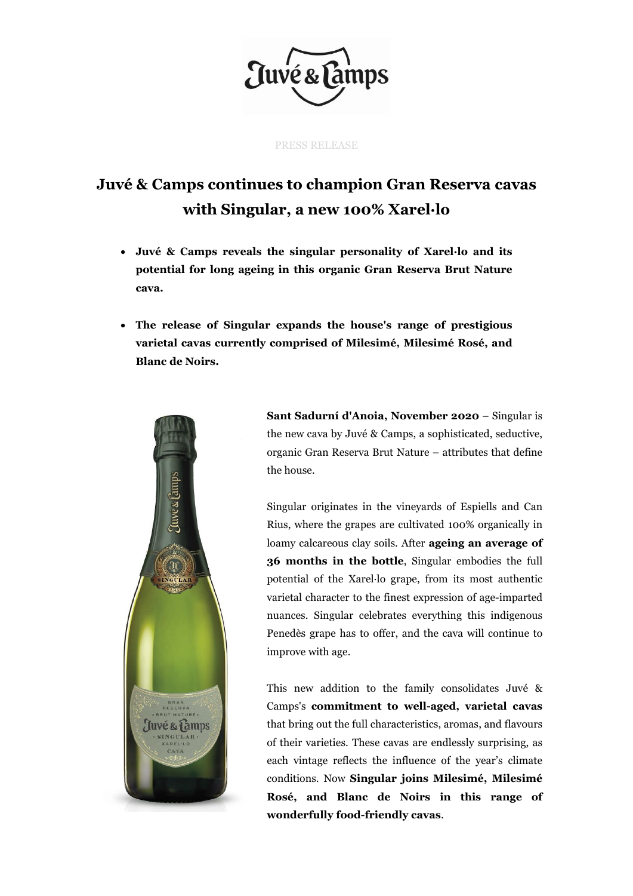PRESS RELEASE

# Juvé & Camps continues to champion Gran Reserva cavas with Singular, a new 100% Xarel·lo

- **Juvé & Camps reveals the singular personality of Xarel·lo and its potential for long ageing in this organic Gran Reserva Brut Nature cava.**
- **The release of Singular expands the house's range of prestigious varietal cavas currently comprised of Milesimé, Milesimé Rosé, and Blanc de Noirs.**

**Sant Sadurní d'Anoia, November 2020** – Singular is the new cava by Juvé & Camps, a sophisticated, seductive, organic Gran Reserva Brut Nature – attributes that define the house.

Singular originates in the vineyards of Espiells and Can Rius, where the grapes are cultivated 100% organically in loamy calcareous clay soils. After **ageing an average of 36 months in the bottle**, Singular embodies the full potential of the Xarel·lo grape, from its most authentic varietal character to the finest expression of age-imparted nuances. Singular celebrates everything this indigenous Penedès grape has to offer, and the cava will continue to improve with age.

This new addition to the family consolidates Juvé & Camps's **commitment to well-aged, varietal cavas** that bring out the full characteristics, aromas, and flavours of their varieties. These cavas are endlessly surprising, as each vintage reflects the influence of the year's climate conditions. Now **Singular joins Milesimé, Milesimé Rosé, and Blanc de Noirs in this range of wonderfully food-friendly cavas**.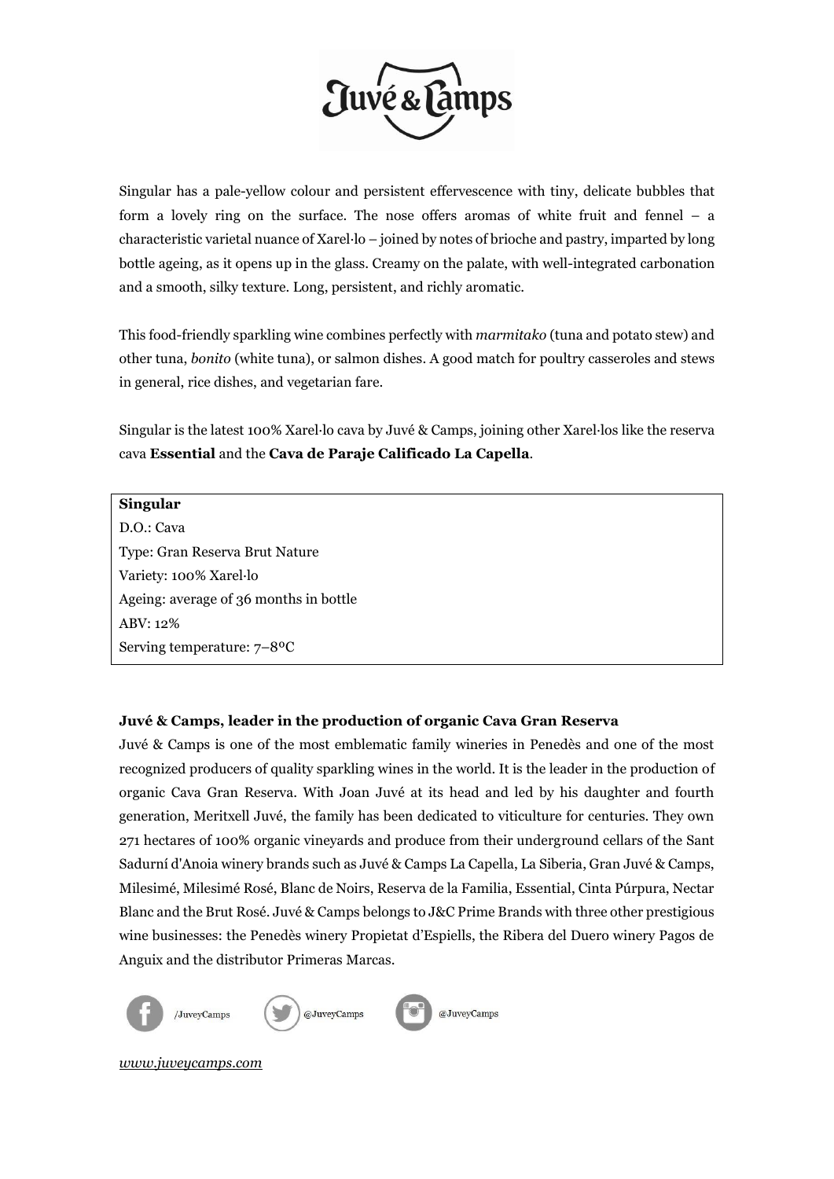Singular has a pale-yellow colour and persistent effervescence with tiny, delicate bubbles that form a lovely ring on the surface. The nose offers aromas of white fruit and fennel – a characteristic varietal nuance of Xarel·lo – joined by notes of brioche and pastry, imparted by long bottle ageing, as it opens up in the glass. Creamy on the palate, with well-integrated carbonation and a smooth, silky texture. Long, persistent, and richly aromatic.

This food-friendly sparkling wine combines perfectly with *marmitako* (tuna and potato stew) and other tuna, *bonito* (white tuna), or salmon dishes. A good match for poultry casseroles and stews in general, rice dishes, and vegetarian fare.

Singular is the latest 100% Xarel·lo cava by Juvé & Camps, joining other Xarel·los like the reserva cava **Essential** and the **Cava de Paraje Calificado La Capella**.

| |
|---|
| **Singular** |
| D.O.: Cava |
| Type: Gran Reserva Brut Nature |
| Variety: 100% Xarel·lo |
| Ageing: average of 36 months in bottle |
| ABV: 12% |
| Serving temperature: 7–8ºC |

**Juvé & Camps, leader in the production of organic Cava Gran Reserva**

Juvé & Camps is one of the most emblematic family wineries in Penedès and one of the most recognized producers of quality sparkling wines in the world. It is the leader in the production of organic Cava Gran Reserva. With Joan Juvé at its head and led by his daughter and fourth generation, Meritxell Juvé, the family has been dedicated to viticulture for centuries. They own 271 hectares of 100% organic vineyards and produce from their underground cellars of the Sant Sadurní d'Anoia winery brands such as Juvé & Camps La Capella, La Siberia, Gran Juvé & Camps, Milesimé, Milesimé Rosé, Blanc de Noirs, Reserva de la Familia, Essential, Cinta Púrpura, Nectar Blanc and the Brut Rosé. Juvé & Camps belongs to J&C Prime Brands with three other prestigious wine businesses: the Penedès winery Propietat d'Espiells, the Ribera del Duero winery Pagos de Anguix and the distributor Primeras Marcas.

/JuveyCamps @JuveyCamps @JuveyCamps

*www.juveycamps.com*